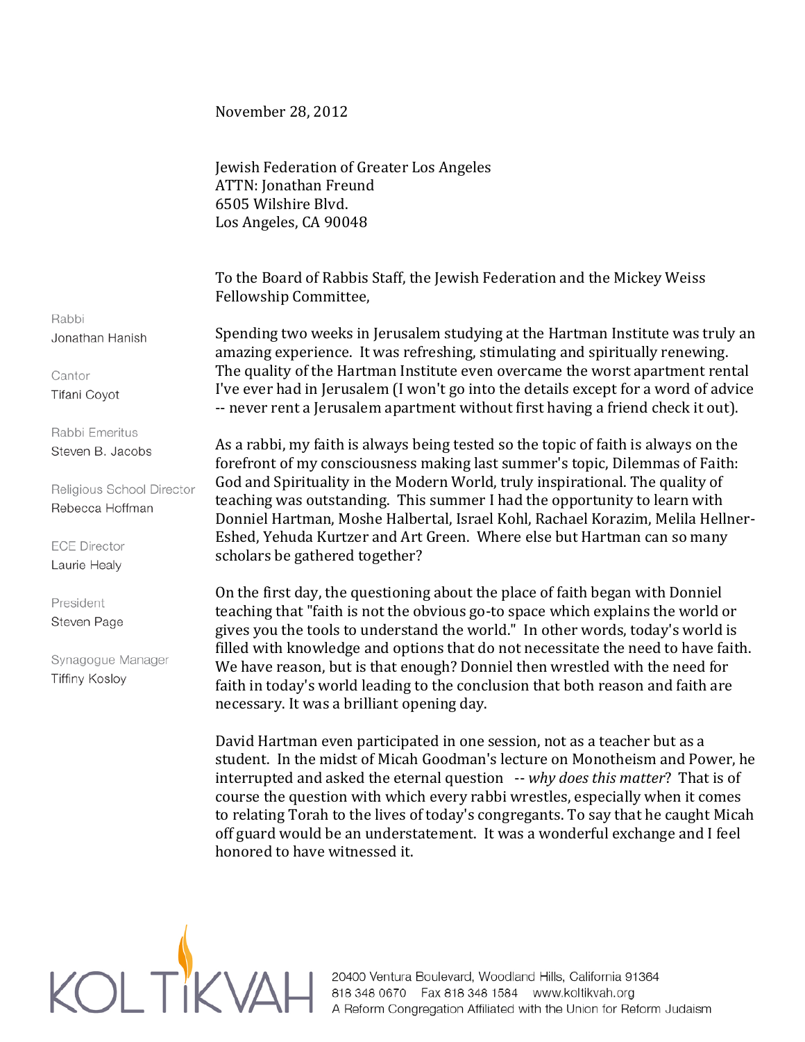November 28, 2012

Jewish Federation of Greater Los Angeles
ATTN: Jonathan Freund
6505 Wilshire Blvd.
Los Angeles, CA 90048

Rabbi
Jonathan Hanish

Cantor
Tifani Coyot

Rabbi Emeritus
Steven B. Jacobs

Religious School Director
Rebecca Hoffman

ECE Director
Laurie Healy

President
Steven Page

Synagogue Manager
Tiffiny Kosloy

To the Board of Rabbis Staff, the Jewish Federation and the Mickey Weiss Fellowship Committee,

Spending two weeks in Jerusalem studying at the Hartman Institute was truly an amazing experience. It was refreshing, stimulating and spiritually renewing. The quality of the Hartman Institute even overcame the worst apartment rental I've ever had in Jerusalem (I won't go into the details except for a word of advice -- never rent a Jerusalem apartment without first having a friend check it out).

As a rabbi, my faith is always being tested so the topic of faith is always on the forefront of my consciousness making last summer's topic, Dilemmas of Faith: God and Spirituality in the Modern World, truly inspirational. The quality of teaching was outstanding. This summer I had the opportunity to learn with Donniel Hartman, Moshe Halbertal, Israel Kohl, Rachael Korazim, Melila Hellner-Eshed, Yehuda Kurtzer and Art Green. Where else but Hartman can so many scholars be gathered together?

On the first day, the questioning about the place of faith began with Donniel teaching that "faith is not the obvious go-to space which explains the world or gives you the tools to understand the world." In other words, today's world is filled with knowledge and options that do not necessitate the need to have faith. We have reason, but is that enough? Donniel then wrestled with the need for faith in today's world leading to the conclusion that both reason and faith are necessary. It was a brilliant opening day.

David Hartman even participated in one session, not as a teacher but as a student. In the midst of Micah Goodman's lecture on Monotheism and Power, he interrupted and asked the eternal question -- *why does this matter*? That is of course the question with which every rabbi wrestles, especially when it comes to relating Torah to the lives of today's congregants. To say that he caught Micah off guard would be an understatement. It was a wonderful exchange and I feel honored to have witnessed it.

KOL TIKVAH
20400 Ventura Boulevard, Woodland Hills, California 91364
818 348 0670 Fax 818 348 1584 www.koltikvah.org
A Reform Congregation Affiliated with the Union for Reform Judaism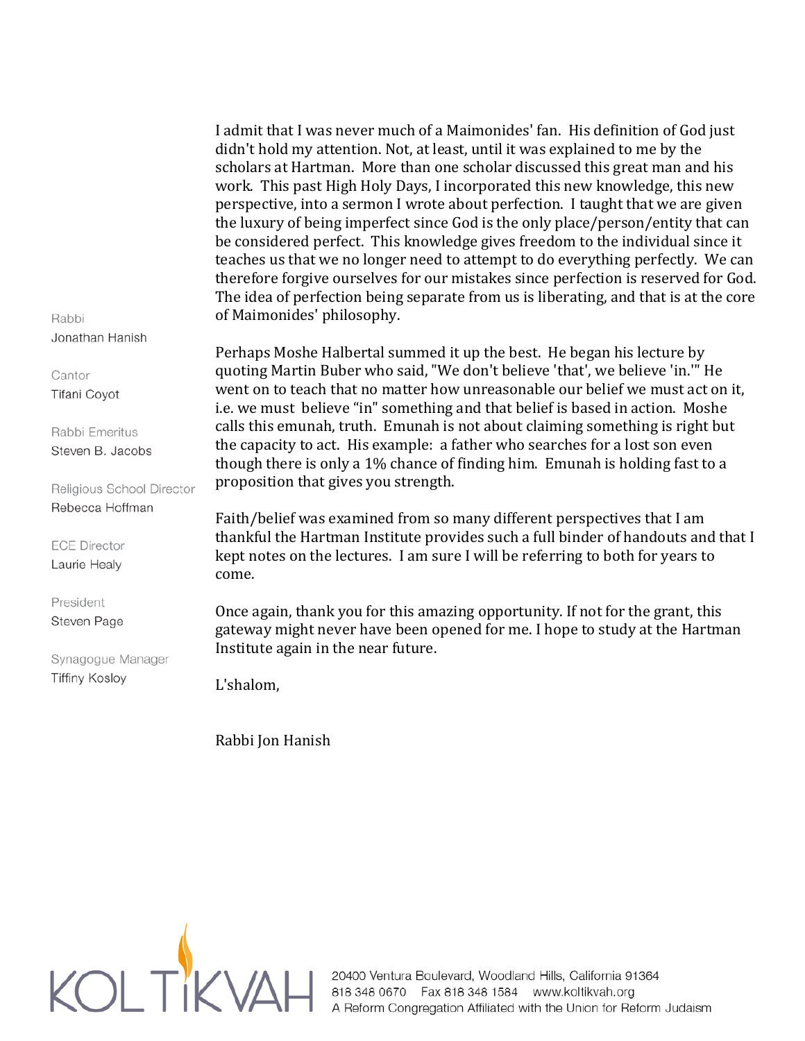I admit that I was never much of a Maimonides' fan. His definition of God just didn't hold my attention. Not, at least, until it was explained to me by the scholars at Hartman. More than one scholar discussed this great man and his work. This past High Holy Days, I incorporated this new knowledge, this new perspective, into a sermon I wrote about perfection. I taught that we are given the luxury of being imperfect since God is the only place/person/entity that can be considered perfect. This knowledge gives freedom to the individual since it teaches us that we no longer need to attempt to do everything perfectly. We can therefore forgive ourselves for our mistakes since perfection is reserved for God. The idea of perfection being separate from us is liberating, and that is at the core of Maimonides' philosophy.

Perhaps Moshe Halbertal summed it up the best. He began his lecture by quoting Martin Buber who said, "We don't believe 'that', we believe 'in.'" He went on to teach that no matter how unreasonable our belief we must act on it, i.e. we must believe "in" something and that belief is based in action. Moshe calls this emunah, truth. Emunah is not about claiming something is right but the capacity to act. His example: a father who searches for a lost son even though there is only a 1% chance of finding him. Emunah is holding fast to a proposition that gives you strength.

Faith/belief was examined from so many different perspectives that I am thankful the Hartman Institute provides such a full binder of handouts and that I kept notes on the lectures. I am sure I will be referring to both for years to come.

Once again, thank you for this amazing opportunity. If not for the grant, this gateway might never have been opened for me. I hope to study at the Hartman Institute again in the near future.

L'shalom,

Rabbi Jon Hanish

Rabbi
Jonathan Hanish

Cantor
Tifani Coyot

Rabbi Emeritus
Steven B. Jacobs

Religious School Director
Rebecca Hoffman

ECE Director
Laurie Healy

President
Steven Page

Synagogue Manager
Tiffiny Kosloy

KOLTIKVAH

20400 Ventura Boulevard, Woodland Hills, California 91364
818 348 0670 Fax 818 348 1584 www.koltikvah.org
A Reform Congregation Affiliated with the Union for Reform Judaism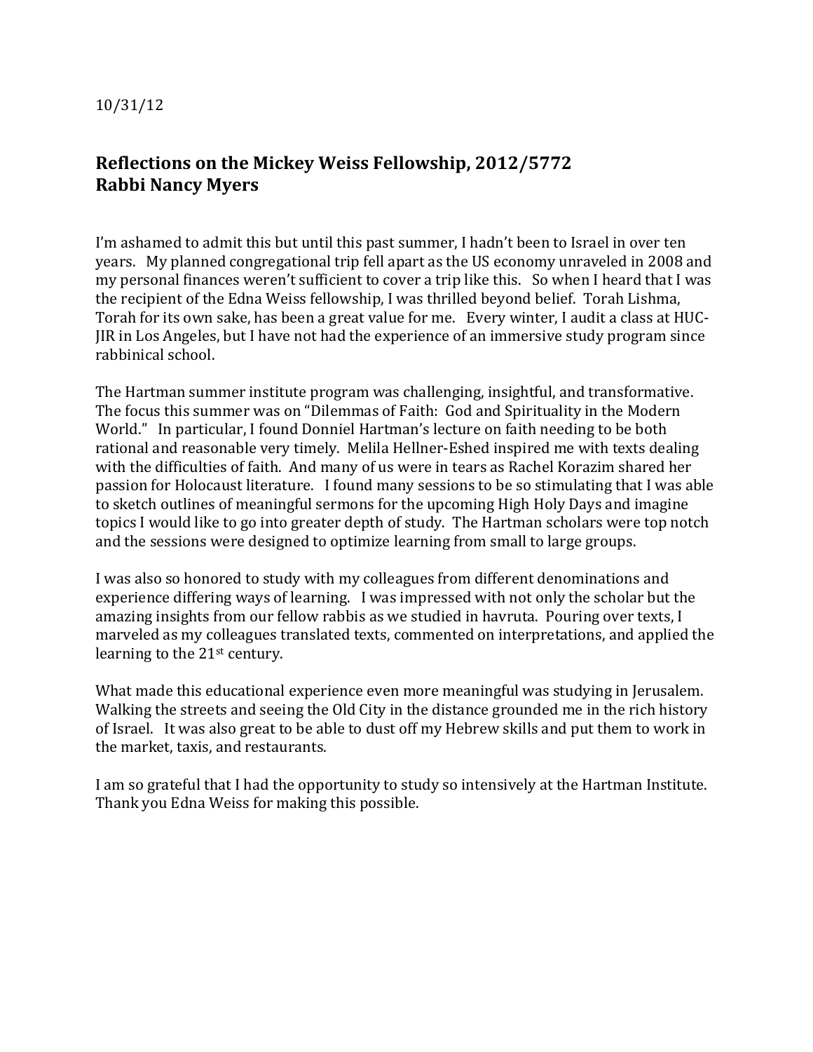10/31/12

## Reflections on the Mickey Weiss Fellowship, 2012/5772
## Rabbi Nancy Myers

I'm ashamed to admit this but until this past summer, I hadn't been to Israel in over ten years. My planned congregational trip fell apart as the US economy unraveled in 2008 and my personal finances weren't sufficient to cover a trip like this. So when I heard that I was the recipient of the Edna Weiss fellowship, I was thrilled beyond belief. Torah Lishma, Torah for its own sake, has been a great value for me. Every winter, I audit a class at HUC-JIR in Los Angeles, but I have not had the experience of an immersive study program since rabbinical school.

The Hartman summer institute program was challenging, insightful, and transformative. The focus this summer was on "Dilemmas of Faith: God and Spirituality in the Modern World." In particular, I found Donniel Hartman's lecture on faith needing to be both rational and reasonable very timely. Melila Hellner-Eshed inspired me with texts dealing with the difficulties of faith. And many of us were in tears as Rachel Korazim shared her passion for Holocaust literature. I found many sessions to be so stimulating that I was able to sketch outlines of meaningful sermons for the upcoming High Holy Days and imagine topics I would like to go into greater depth of study. The Hartman scholars were top notch and the sessions were designed to optimize learning from small to large groups.

I was also so honored to study with my colleagues from different denominations and experience differing ways of learning. I was impressed with not only the scholar but the amazing insights from our fellow rabbis as we studied in havruta. Pouring over texts, I marveled as my colleagues translated texts, commented on interpretations, and applied the learning to the 21st century.

What made this educational experience even more meaningful was studying in Jerusalem. Walking the streets and seeing the Old City in the distance grounded me in the rich history of Israel. It was also great to be able to dust off my Hebrew skills and put them to work in the market, taxis, and restaurants.

I am so grateful that I had the opportunity to study so intensively at the Hartman Institute. Thank you Edna Weiss for making this possible.